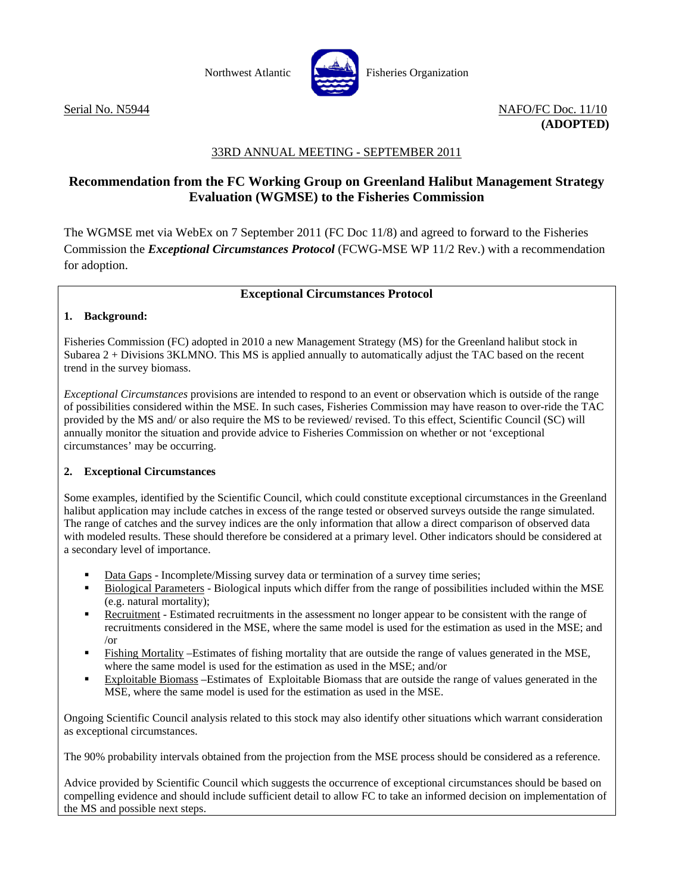Northwest Atlantic Fisheries Organization

Serial No. N5944

NAFO/FC Doc. 11/10
**(ADOPTED)**

33RD ANNUAL MEETING - SEPTEMBER 2011

# Recommendation from the FC Working Group on Greenland Halibut Management Strategy Evaluation (WGMSE) to the Fisheries Commission

The WGMSE met via WebEx on 7 September 2011 (FC Doc 11/8) and agreed to forward to the Fisheries Commission the ***Exceptional Circumstances Protocol*** (FCWG-MSE WP 11/2 Rev.) with a recommendation for adoption.

## Exceptional Circumstances Protocol

### 1. Background:

Fisheries Commission (FC) adopted in 2010 a new Management Strategy (MS) for the Greenland halibut stock in Subarea 2 + Divisions 3KLMNO. This MS is applied annually to automatically adjust the TAC based on the recent trend in the survey biomass.

*Exceptional Circumstances* provisions are intended to respond to an event or observation which is outside of the range of possibilities considered within the MSE. In such cases, Fisheries Commission may have reason to over-ride the TAC provided by the MS and/ or also require the MS to be reviewed/ revised. To this effect, Scientific Council (SC) will annually monitor the situation and provide advice to Fisheries Commission on whether or not 'exceptional circumstances' may be occurring.

### 2. Exceptional Circumstances

Some examples, identified by the Scientific Council, which could constitute exceptional circumstances in the Greenland halibut application may include catches in excess of the range tested or observed surveys outside the range simulated. The range of catches and the survey indices are the only information that allow a direct comparison of observed data with modeled results. These should therefore be considered at a primary level. Other indicators should be considered at a secondary level of importance.

- Data Gaps - Incomplete/Missing survey data or termination of a survey time series;
- Biological Parameters - Biological inputs which differ from the range of possibilities included within the MSE (e.g. natural mortality);
- Recruitment - Estimated recruitments in the assessment no longer appear to be consistent with the range of recruitments considered in the MSE, where the same model is used for the estimation as used in the MSE; and /or
- Fishing Mortality –Estimates of fishing mortality that are outside the range of values generated in the MSE, where the same model is used for the estimation as used in the MSE; and/or
- Exploitable Biomass –Estimates of Exploitable Biomass that are outside the range of values generated in the MSE, where the same model is used for the estimation as used in the MSE.

Ongoing Scientific Council analysis related to this stock may also identify other situations which warrant consideration as exceptional circumstances.

The 90% probability intervals obtained from the projection from the MSE process should be considered as a reference.

Advice provided by Scientific Council which suggests the occurrence of exceptional circumstances should be based on compelling evidence and should include sufficient detail to allow FC to take an informed decision on implementation of the MS and possible next steps.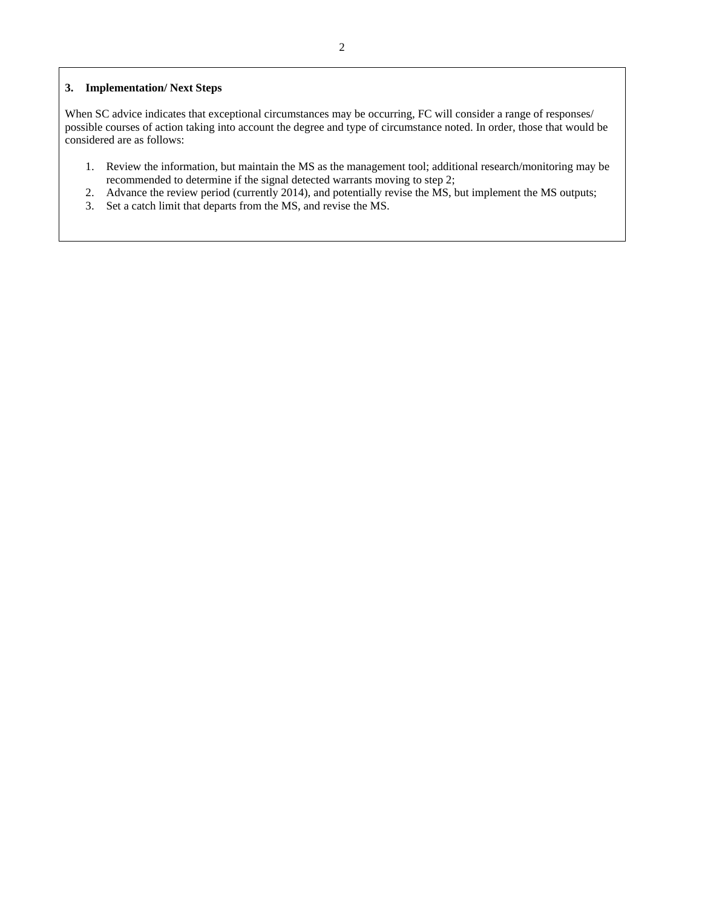### 3. Implementation/ Next Steps

When SC advice indicates that exceptional circumstances may be occurring, FC will consider a range of responses/ possible courses of action taking into account the degree and type of circumstance noted. In order, those that would be considered are as follows:

1. Review the information, but maintain the MS as the management tool; additional research/monitoring may be recommended to determine if the signal detected warrants moving to step 2;
2. Advance the review period (currently 2014), and potentially revise the MS, but implement the MS outputs;
3. Set a catch limit that departs from the MS, and revise the MS.